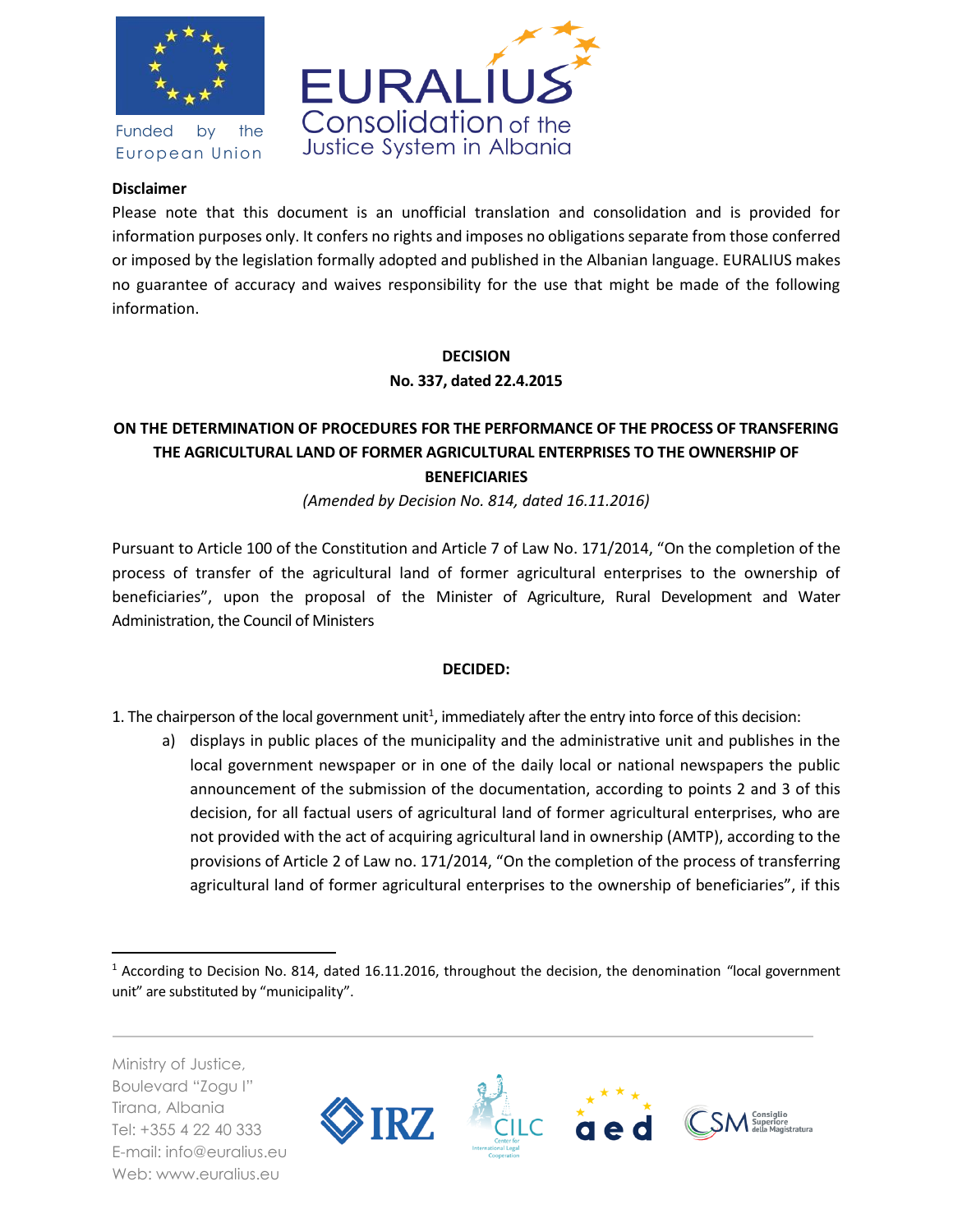Funded by the European Union

EURALIUS Consolidation of the Justice System in Albania

**Disclaimer**

Please note that this document is an unofficial translation and consolidation and is provided for information purposes only. It confers no rights and imposes no obligations separate from those conferred or imposed by the legislation formally adopted and published in the Albanian language. EURALIUS makes no guarantee of accuracy and waives responsibility for the use that might be made of the following information.

**DECISION**

**No. 337, dated 22.4.2015**

**ON THE DETERMINATION OF PROCEDURES FOR THE PERFORMANCE OF THE PROCESS OF TRANSFERING THE AGRICULTURAL LAND OF FORMER AGRICULTURAL ENTERPRISES TO THE OWNERSHIP OF BENEFICIARIES**

*(Amended by Decision No. 814, dated 16.11.2016)*

Pursuant to Article 100 of the Constitution and Article 7 of Law No. 171/2014, "On the completion of the process of transfer of the agricultural land of former agricultural enterprises to the ownership of beneficiaries", upon the proposal of the Minister of Agriculture, Rural Development and Water Administration, the Council of Ministers

**DECIDED:**

1. The chairperson of the local government unit[1], immediately after the entry into force of this decision:
   a) displays in public places of the municipality and the administrative unit and publishes in the local government newspaper or in one of the daily local or national newspapers the public announcement of the submission of the documentation, according to points 2 and 3 of this decision, for all factual users of agricultural land of former agricultural enterprises, who are not provided with the act of acquiring agricultural land in ownership (AMTP), according to the provisions of Article 2 of Law no. 171/2014, "On the completion of the process of transferring agricultural land of former agricultural enterprises to the ownership of beneficiaries", if this

[1] According to Decision No. 814, dated 16.11.2016, throughout the decision, the denomination "local government unit" are substituted by "municipality".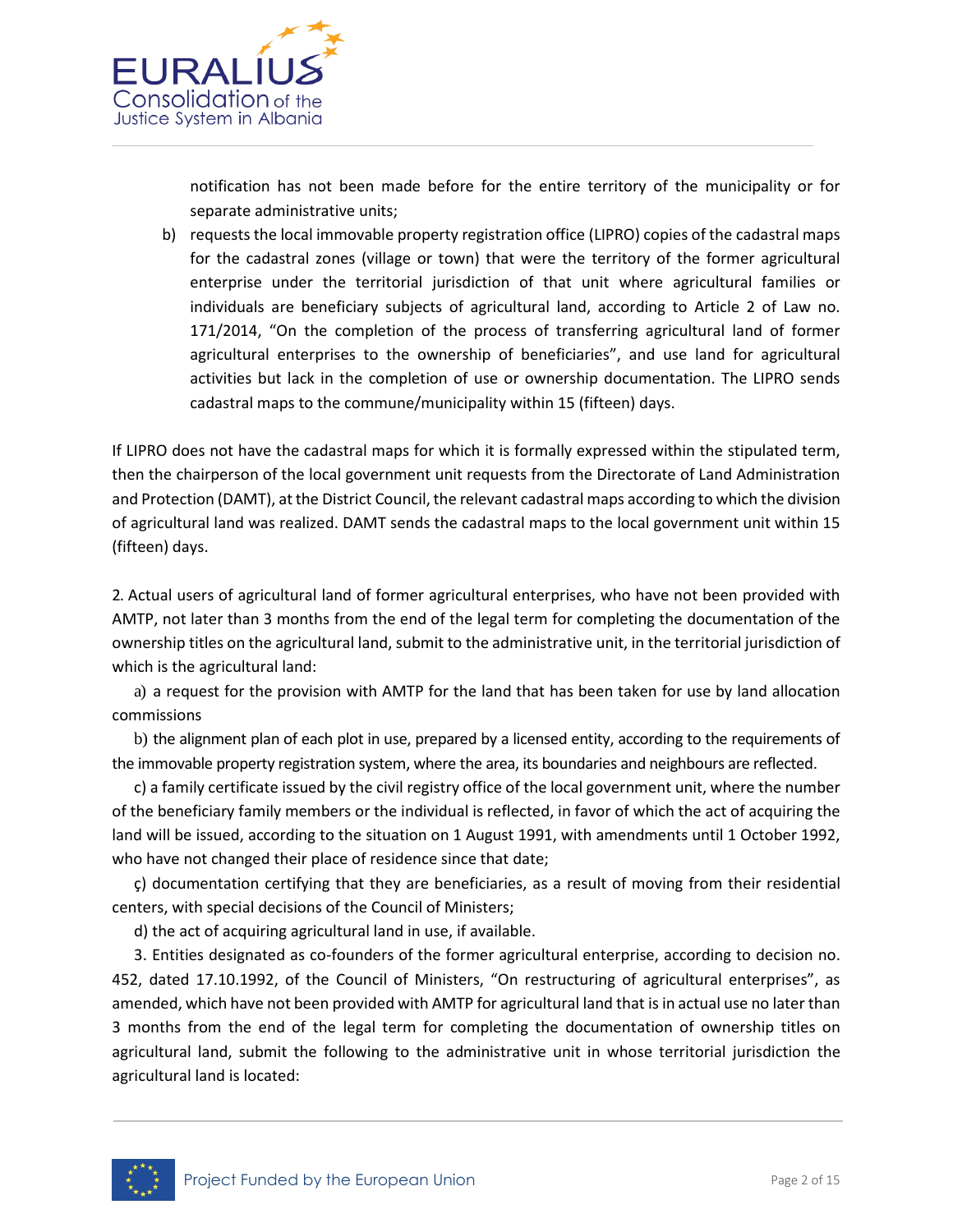notification has not been made before for the entire territory of the municipality or for separate administrative units;

b) requests the local immovable property registration office (LIPRO) copies of the cadastral maps for the cadastral zones (village or town) that were the territory of the former agricultural enterprise under the territorial jurisdiction of that unit where agricultural families or individuals are beneficiary subjects of agricultural land, according to Article 2 of Law no. 171/2014, "On the completion of the process of transferring agricultural land of former agricultural enterprises to the ownership of beneficiaries", and use land for agricultural activities but lack in the completion of use or ownership documentation. The LIPRO sends cadastral maps to the commune/municipality within 15 (fifteen) days.

If LIPRO does not have the cadastral maps for which it is formally expressed within the stipulated term, then the chairperson of the local government unit requests from the Directorate of Land Administration and Protection (DAMT), at the District Council, the relevant cadastral maps according to which the division of agricultural land was realized. DAMT sends the cadastral maps to the local government unit within 15 (fifteen) days.

2. Actual users of agricultural land of former agricultural enterprises, who have not been provided with AMTP, not later than 3 months from the end of the legal term for completing the documentation of the ownership titles on the agricultural land, submit to the administrative unit, in the territorial jurisdiction of which is the agricultural land:

a) a request for the provision with AMTP for the land that has been taken for use by land allocation commissions

b) the alignment plan of each plot in use, prepared by a licensed entity, according to the requirements of the immovable property registration system, where the area, its boundaries and neighbours are reflected.

c) a family certificate issued by the civil registry office of the local government unit, where the number of the beneficiary family members or the individual is reflected, in favor of which the act of acquiring the land will be issued, according to the situation on 1 August 1991, with amendments until 1 October 1992, who have not changed their place of residence since that date;

ç) documentation certifying that they are beneficiaries, as a result of moving from their residential centers, with special decisions of the Council of Ministers;

d) the act of acquiring agricultural land in use, if available.

3. Entities designated as co-founders of the former agricultural enterprise, according to decision no. 452, dated 17.10.1992, of the Council of Ministers, "On restructuring of agricultural enterprises", as amended, which have not been provided with AMTP for agricultural land that is in actual use no later than 3 months from the end of the legal term for completing the documentation of ownership titles on agricultural land, submit the following to the administrative unit in whose territorial jurisdiction the agricultural land is located: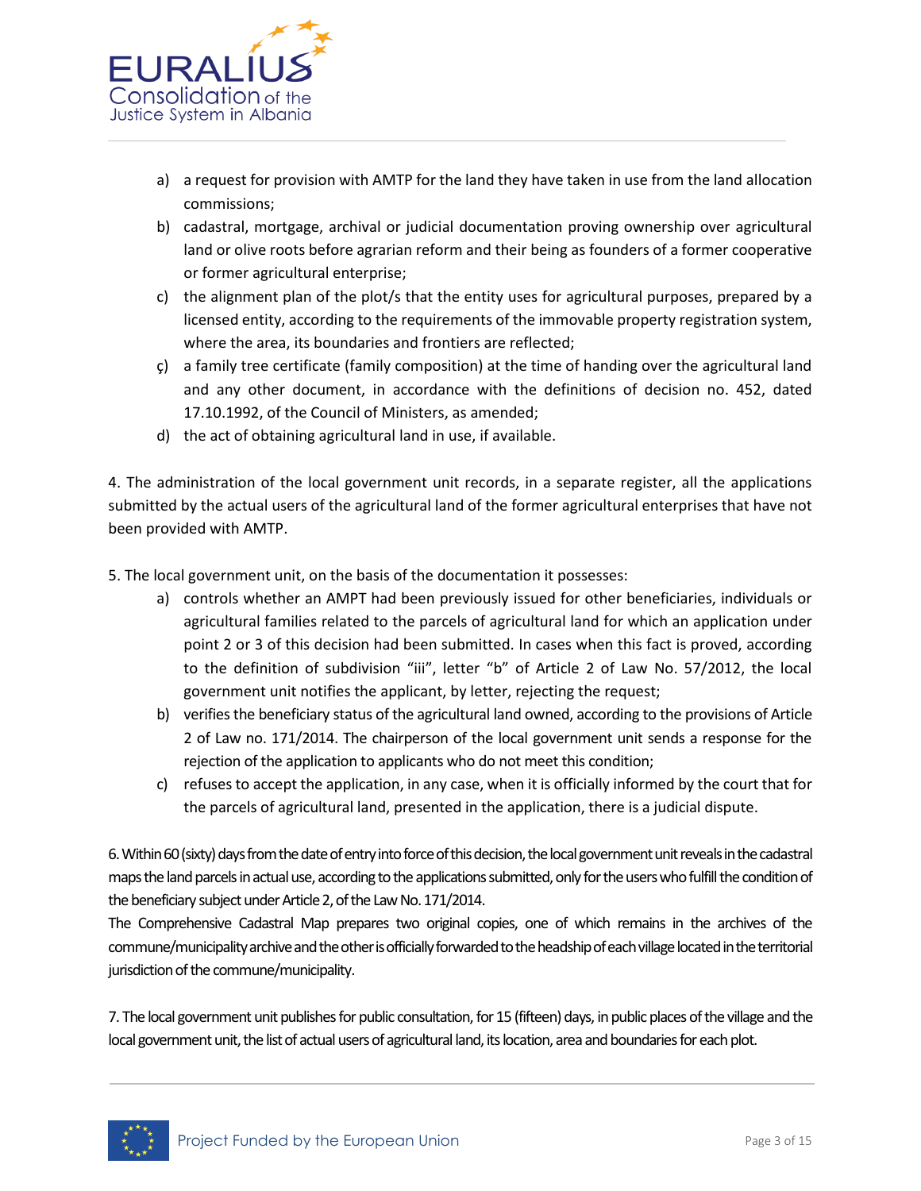a) a request for provision with AMTP for the land they have taken in use from the land allocation commissions;
b) cadastral, mortgage, archival or judicial documentation proving ownership over agricultural land or olive roots before agrarian reform and their being as founders of a former cooperative or former agricultural enterprise;
c) the alignment plan of the plot/s that the entity uses for agricultural purposes, prepared by a licensed entity, according to the requirements of the immovable property registration system, where the area, its boundaries and frontiers are reflected;
ç) a family tree certificate (family composition) at the time of handing over the agricultural land and any other document, in accordance with the definitions of decision no. 452, dated 17.10.1992, of the Council of Ministers, as amended;
d) the act of obtaining agricultural land in use, if available.

4. The administration of the local government unit records, in a separate register, all the applications submitted by the actual users of the agricultural land of the former agricultural enterprises that have not been provided with AMTP.

5. The local government unit, on the basis of the documentation it possesses:
a) controls whether an AMPT had been previously issued for other beneficiaries, individuals or agricultural families related to the parcels of agricultural land for which an application under point 2 or 3 of this decision had been submitted. In cases when this fact is proved, according to the definition of subdivision "iii", letter "b" of Article 2 of Law No. 57/2012, the local government unit notifies the applicant, by letter, rejecting the request;
b) verifies the beneficiary status of the agricultural land owned, according to the provisions of Article 2 of Law no. 171/2014. The chairperson of the local government unit sends a response for the rejection of the application to applicants who do not meet this condition;
c) refuses to accept the application, in any case, when it is officially informed by the court that for the parcels of agricultural land, presented in the application, there is a judicial dispute.

6. Within 60 (sixty) days from the date of entry into force of this decision, the local government unit reveals in the cadastral maps the land parcels in actual use, according to the applications submitted, only for the users who fulfill the condition of the beneficiary subject under Article 2, of the Law No. 171/2014.
The Comprehensive Cadastral Map prepares two original copies, one of which remains in the archives of the commune/municipality archive and the other is officially forwarded to the headship of each village located in the territorial jurisdiction of the commune/municipality.

7. The local government unit publishes for public consultation, for 15 (fifteen) days, in public places of the village and the local government unit, the list of actual users of agricultural land, its location, area and boundaries for each plot.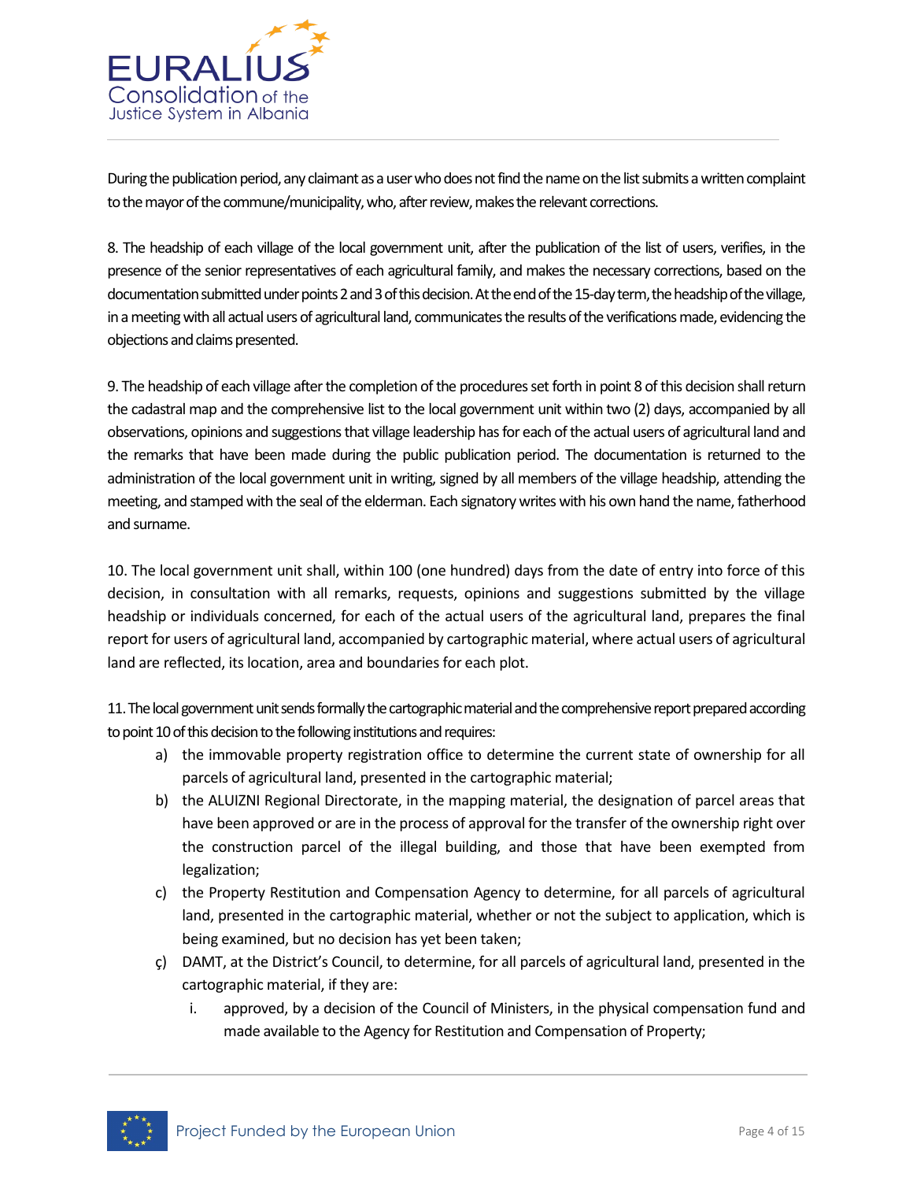During the publication period, any claimant as a user who does not find the name on the list submits a written complaint to the mayor of the commune/municipality, who, after review, makes the relevant corrections.

8. The headship of each village of the local government unit, after the publication of the list of users, verifies, in the presence of the senior representatives of each agricultural family, and makes the necessary corrections, based on the documentation submitted under points 2 and 3 of this decision. At the end of the 15-day term, the headship of the village, in a meeting with all actual users of agricultural land, communicates the results of the verifications made, evidencing the objections and claims presented.

9. The headship of each village after the completion of the procedures set forth in point 8 of this decision shall return the cadastral map and the comprehensive list to the local government unit within two (2) days, accompanied by all observations, opinions and suggestions that village leadership has for each of the actual users of agricultural land and the remarks that have been made during the public publication period. The documentation is returned to the administration of the local government unit in writing, signed by all members of the village headship, attending the meeting, and stamped with the seal of the elderman. Each signatory writes with his own hand the name, fatherhood and surname.

10. The local government unit shall, within 100 (one hundred) days from the date of entry into force of this decision, in consultation with all remarks, requests, opinions and suggestions submitted by the village headship or individuals concerned, for each of the actual users of the agricultural land, prepares the final report for users of agricultural land, accompanied by cartographic material, where actual users of agricultural land are reflected, its location, area and boundaries for each plot.

11. The local government unit sends formally the cartographic material and the comprehensive report prepared according to point 10 of this decision to the following institutions and requires:

a) the immovable property registration office to determine the current state of ownership for all parcels of agricultural land, presented in the cartographic material;

b) the ALUIZNI Regional Directorate, in the mapping material, the designation of parcel areas that have been approved or are in the process of approval for the transfer of the ownership right over the construction parcel of the illegal building, and those that have been exempted from legalization;

c) the Property Restitution and Compensation Agency to determine, for all parcels of agricultural land, presented in the cartographic material, whether or not the subject to application, which is being examined, but no decision has yet been taken;

ç) DAMT, at the District's Council, to determine, for all parcels of agricultural land, presented in the cartographic material, if they are:

  i. approved, by a decision of the Council of Ministers, in the physical compensation fund and made available to the Agency for Restitution and Compensation of Property;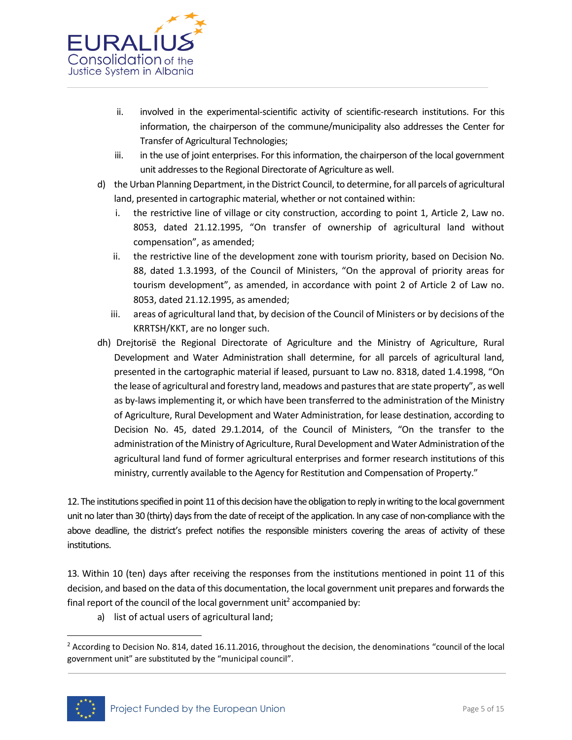- ii. involved in the experimental-scientific activity of scientific-research institutions. For this information, the chairperson of the commune/municipality also addresses the Center for Transfer of Agricultural Technologies;
   - iii. in the use of joint enterprises. For this information, the chairperson of the local government unit addresses to the Regional Directorate of Agriculture as well.

d) the Urban Planning Department, in the District Council, to determine, for all parcels of agricultural land, presented in cartographic material, whether or not contained within:
   - i. the restrictive line of village or city construction, according to point 1, Article 2, Law no. 8053, dated 21.12.1995, "On transfer of ownership of agricultural land without compensation", as amended;
   - ii. the restrictive line of the development zone with tourism priority, based on Decision No. 88, dated 1.3.1993, of the Council of Ministers, "On the approval of priority areas for tourism development", as amended, in accordance with point 2 of Article 2 of Law no. 8053, dated 21.12.1995, as amended;
   - iii. areas of agricultural land that, by decision of the Council of Ministers or by decisions of the KRRTSH/KKT, are no longer such.

dh) Drejtorisë the Regional Directorate of Agriculture and the Ministry of Agriculture, Rural Development and Water Administration shall determine, for all parcels of agricultural land, presented in the cartographic material if leased, pursuant to Law no. 8318, dated 1.4.1998, "On the lease of agricultural and forestry land, meadows and pastures that are state property", as well as by-laws implementing it, or which have been transferred to the administration of the Ministry of Agriculture, Rural Development and Water Administration, for lease destination, according to Decision No. 45, dated 29.1.2014, of the Council of Ministers, "On the transfer to the administration of the Ministry of Agriculture, Rural Development and Water Administration of the agricultural land fund of former agricultural enterprises and former research institutions of this ministry, currently available to the Agency for Restitution and Compensation of Property."

12. The institutions specified in point 11 of this decision have the obligation to reply in writing to the local government unit no later than 30 (thirty) days from the date of receipt of the application. In any case of non-compliance with the above deadline, the district's prefect notifies the responsible ministers covering the areas of activity of these institutions.

13. Within 10 (ten) days after receiving the responses from the institutions mentioned in point 11 of this decision, and based on the data of this documentation, the local government unit prepares and forwards the final report of the council of the local government unit[2] accompanied by:

a) list of actual users of agricultural land;

[2] According to Decision No. 814, dated 16.11.2016, throughout the decision, the denominations "council of the local government unit" are substituted by the "municipal council".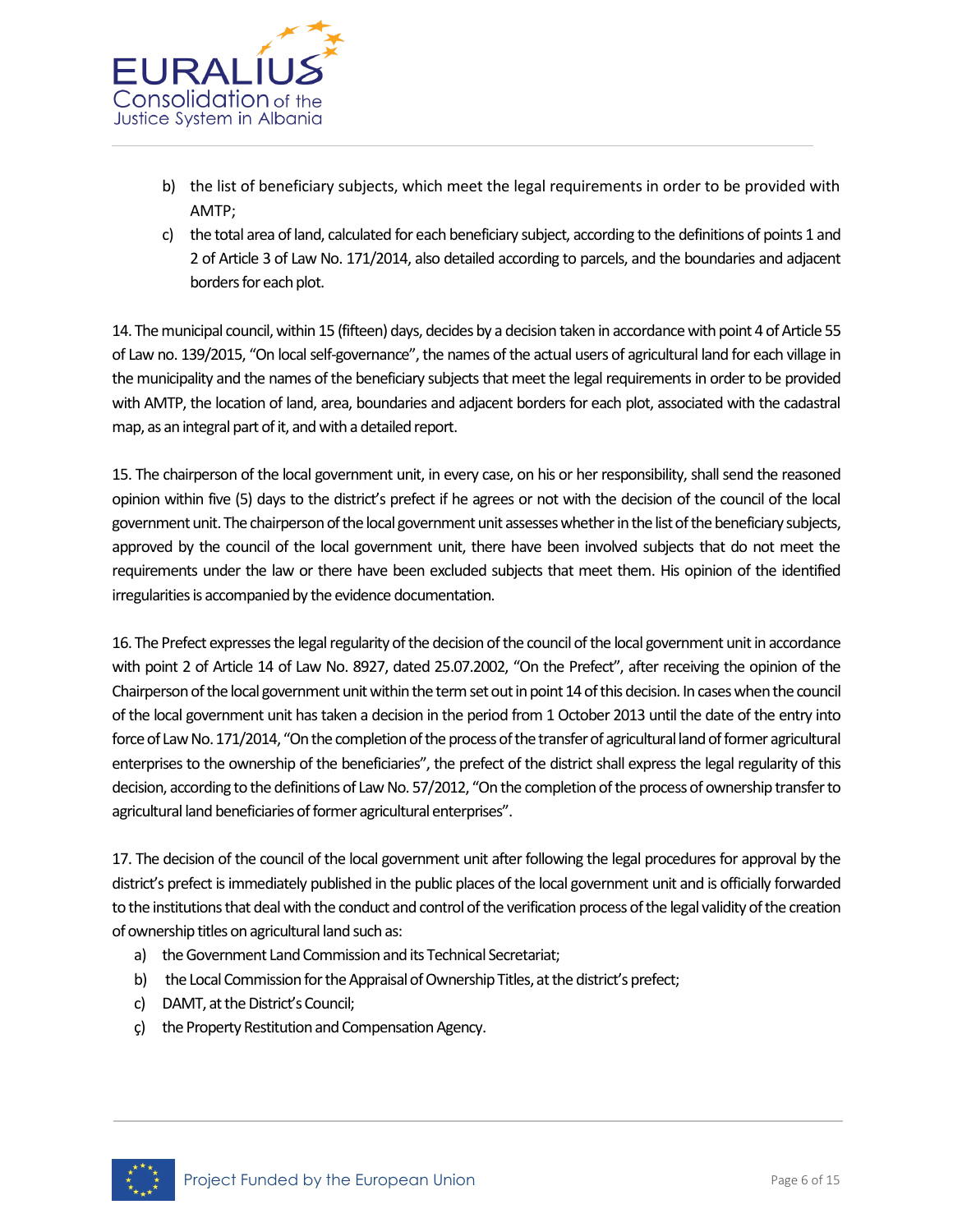b) the list of beneficiary subjects, which meet the legal requirements in order to be provided with AMTP;
c) the total area of land, calculated for each beneficiary subject, according to the definitions of points 1 and 2 of Article 3 of Law No. 171/2014, also detailed according to parcels, and the boundaries and adjacent borders for each plot.

14. The municipal council, within 15 (fifteen) days, decides by a decision taken in accordance with point 4 of Article 55 of Law no. 139/2015, "On local self-governance", the names of the actual users of agricultural land for each village in the municipality and the names of the beneficiary subjects that meet the legal requirements in order to be provided with AMTP, the location of land, area, boundaries and adjacent borders for each plot, associated with the cadastral map, as an integral part of it, and with a detailed report.

15. The chairperson of the local government unit, in every case, on his or her responsibility, shall send the reasoned opinion within five (5) days to the district's prefect if he agrees or not with the decision of the council of the local government unit. The chairperson of the local government unit assesses whether in the list of the beneficiary subjects, approved by the council of the local government unit, there have been involved subjects that do not meet the requirements under the law or there have been excluded subjects that meet them. His opinion of the identified irregularities is accompanied by the evidence documentation.

16. The Prefect expresses the legal regularity of the decision of the council of the local government unit in accordance with point 2 of Article 14 of Law No. 8927, dated 25.07.2002, "On the Prefect", after receiving the opinion of the Chairperson of the local government unit within the term set out in point 14 of this decision. In cases when the council of the local government unit has taken a decision in the period from 1 October 2013 until the date of the entry into force of Law No. 171/2014, "On the completion of the process of the transfer of agricultural land of former agricultural enterprises to the ownership of the beneficiaries", the prefect of the district shall express the legal regularity of this decision, according to the definitions of Law No. 57/2012, "On the completion of the process of ownership transfer to agricultural land beneficiaries of former agricultural enterprises".

17. The decision of the council of the local government unit after following the legal procedures for approval by the district's prefect is immediately published in the public places of the local government unit and is officially forwarded to the institutions that deal with the conduct and control of the verification process of the legal validity of the creation of ownership titles on agricultural land such as:

a) the Government Land Commission and its Technical Secretariat;
b) the Local Commission for the Appraisal of Ownership Titles, at the district's prefect;
c) DAMT, at the District's Council;
ç) the Property Restitution and Compensation Agency.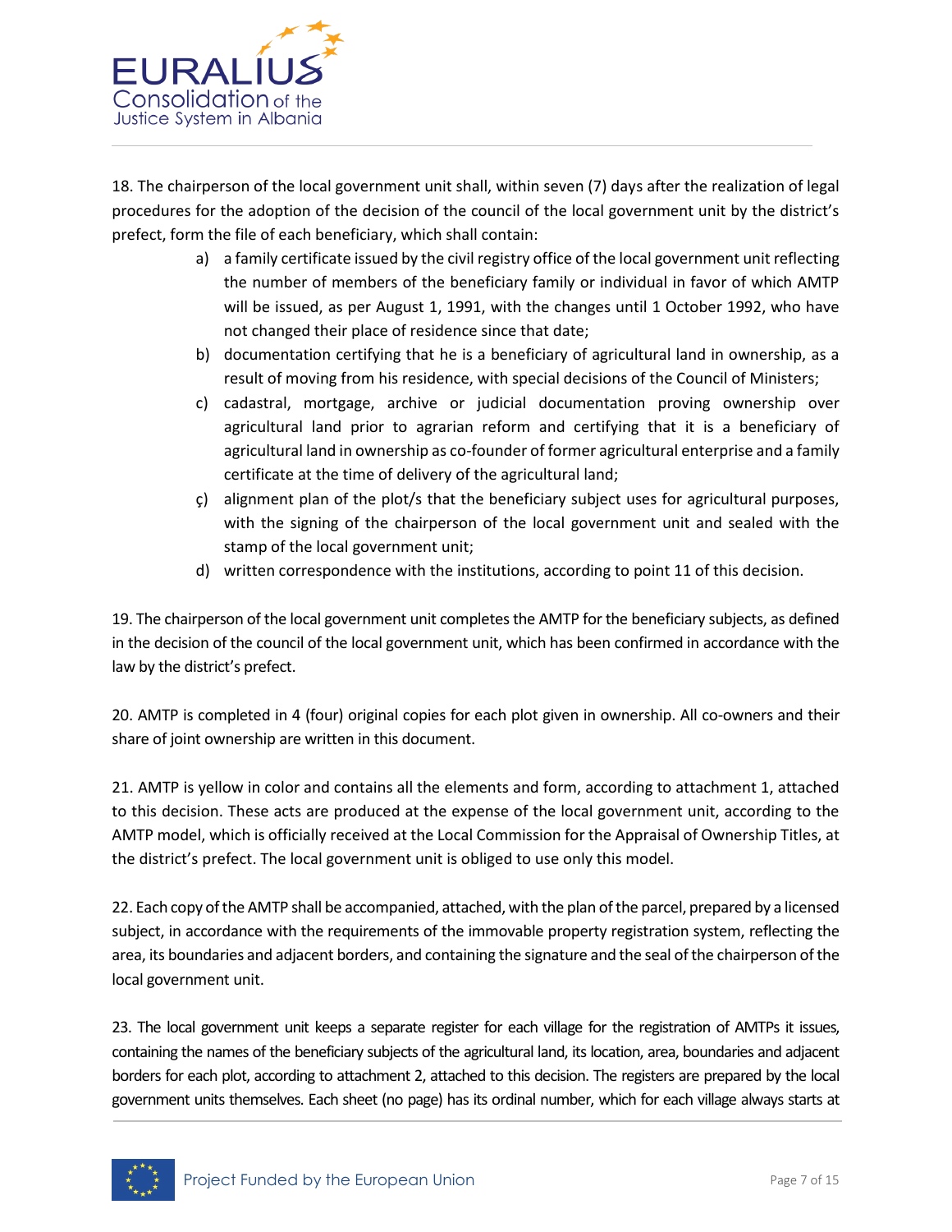18. The chairperson of the local government unit shall, within seven (7) days after the realization of legal procedures for the adoption of the decision of the council of the local government unit by the district's prefect, form the file of each beneficiary, which shall contain:

a) a family certificate issued by the civil registry office of the local government unit reflecting the number of members of the beneficiary family or individual in favor of which AMTP will be issued, as per August 1, 1991, with the changes until 1 October 1992, who have not changed their place of residence since that date;

b) documentation certifying that he is a beneficiary of agricultural land in ownership, as a result of moving from his residence, with special decisions of the Council of Ministers;

c) cadastral, mortgage, archive or judicial documentation proving ownership over agricultural land prior to agrarian reform and certifying that it is a beneficiary of agricultural land in ownership as co-founder of former agricultural enterprise and a family certificate at the time of delivery of the agricultural land;

ç) alignment plan of the plot/s that the beneficiary subject uses for agricultural purposes, with the signing of the chairperson of the local government unit and sealed with the stamp of the local government unit;

d) written correspondence with the institutions, according to point 11 of this decision.

19. The chairperson of the local government unit completes the AMTP for the beneficiary subjects, as defined in the decision of the council of the local government unit, which has been confirmed in accordance with the law by the district's prefect.

20. AMTP is completed in 4 (four) original copies for each plot given in ownership. All co-owners and their share of joint ownership are written in this document.

21. AMTP is yellow in color and contains all the elements and form, according to attachment 1, attached to this decision. These acts are produced at the expense of the local government unit, according to the AMTP model, which is officially received at the Local Commission for the Appraisal of Ownership Titles, at the district's prefect. The local government unit is obliged to use only this model.

22. Each copy of the AMTP shall be accompanied, attached, with the plan of the parcel, prepared by a licensed subject, in accordance with the requirements of the immovable property registration system, reflecting the area, its boundaries and adjacent borders, and containing the signature and the seal of the chairperson of the local government unit.

23. The local government unit keeps a separate register for each village for the registration of AMTPs it issues, containing the names of the beneficiary subjects of the agricultural land, its location, area, boundaries and adjacent borders for each plot, according to attachment 2, attached to this decision. The registers are prepared by the local government units themselves. Each sheet (no page) has its ordinal number, which for each village always starts at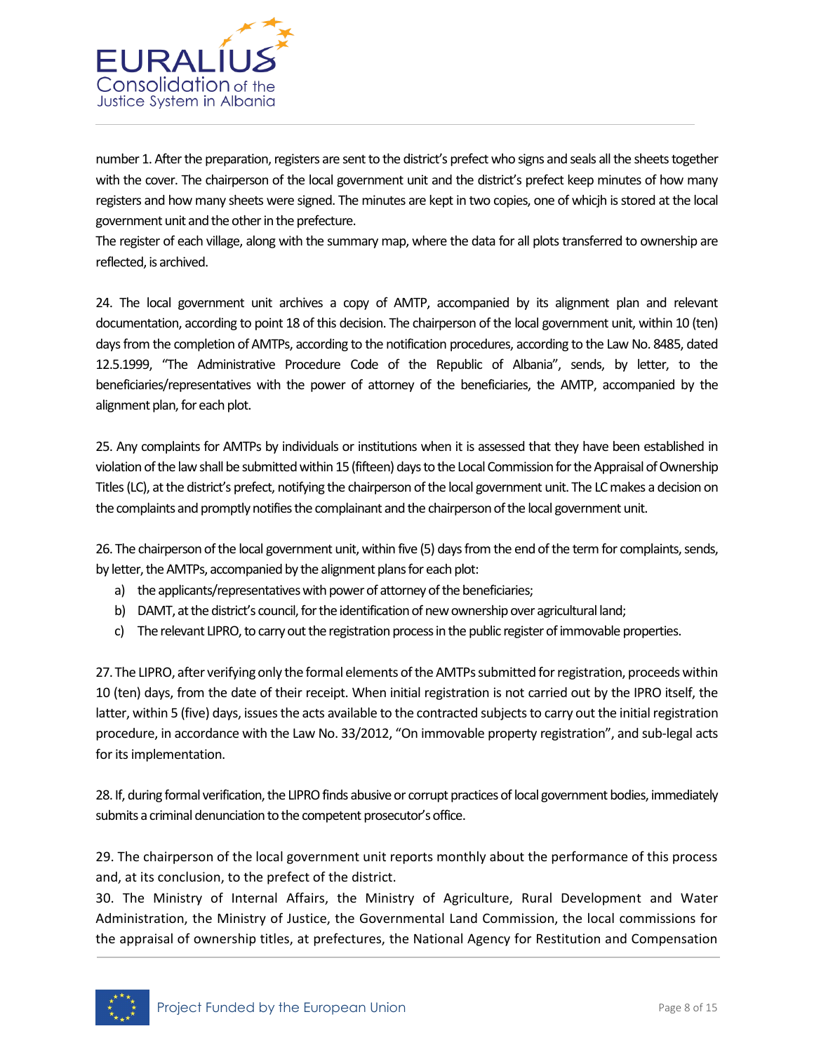number 1. After the preparation, registers are sent to the district's prefect who signs and seals all the sheets together with the cover. The chairperson of the local government unit and the district's prefect keep minutes of how many registers and how many sheets were signed. The minutes are kept in two copies, one of whicjh is stored at the local government unit and the other in the prefecture.

The register of each village, along with the summary map, where the data for all plots transferred to ownership are reflected, is archived.

24. The local government unit archives a copy of AMTP, accompanied by its alignment plan and relevant documentation, according to point 18 of this decision. The chairperson of the local government unit, within 10 (ten) days from the completion of AMTPs, according to the notification procedures, according to the Law No. 8485, dated 12.5.1999, "The Administrative Procedure Code of the Republic of Albania", sends, by letter, to the beneficiaries/representatives with the power of attorney of the beneficiaries, the AMTP, accompanied by the alignment plan, for each plot.

25. Any complaints for AMTPs by individuals or institutions when it is assessed that they have been established in violation of the law shall be submitted within 15 (fifteen) days to the Local Commission for the Appraisal of Ownership Titles (LC), at the district's prefect, notifying the chairperson of the local government unit. The LC makes a decision on the complaints and promptly notifies the complainant and the chairperson of the local government unit.

26. The chairperson of the local government unit, within five (5) days from the end of the term for complaints, sends, by letter, the AMTPs, accompanied by the alignment plans for each plot:

a) the applicants/representatives with power of attorney of the beneficiaries;
b) DAMT, at the district's council, for the identification of new ownership over agricultural land;
c) The relevant LIPRO, to carry out the registration process in the public register of immovable properties.

27. The LIPRO, after verifying only the formal elements of the AMTPs submitted for registration, proceeds within 10 (ten) days, from the date of their receipt. When initial registration is not carried out by the IPRO itself, the latter, within 5 (five) days, issues the acts available to the contracted subjects to carry out the initial registration procedure, in accordance with the Law No. 33/2012, "On immovable property registration", and sub-legal acts for its implementation.

28. If, during formal verification, the LIPRO finds abusive or corrupt practices of local government bodies, immediately submits a criminal denunciation to the competent prosecutor's office.

29. The chairperson of the local government unit reports monthly about the performance of this process and, at its conclusion, to the prefect of the district.

30. The Ministry of Internal Affairs, the Ministry of Agriculture, Rural Development and Water Administration, the Ministry of Justice, the Governmental Land Commission, the local commissions for the appraisal of ownership titles, at prefectures, the National Agency for Restitution and Compensation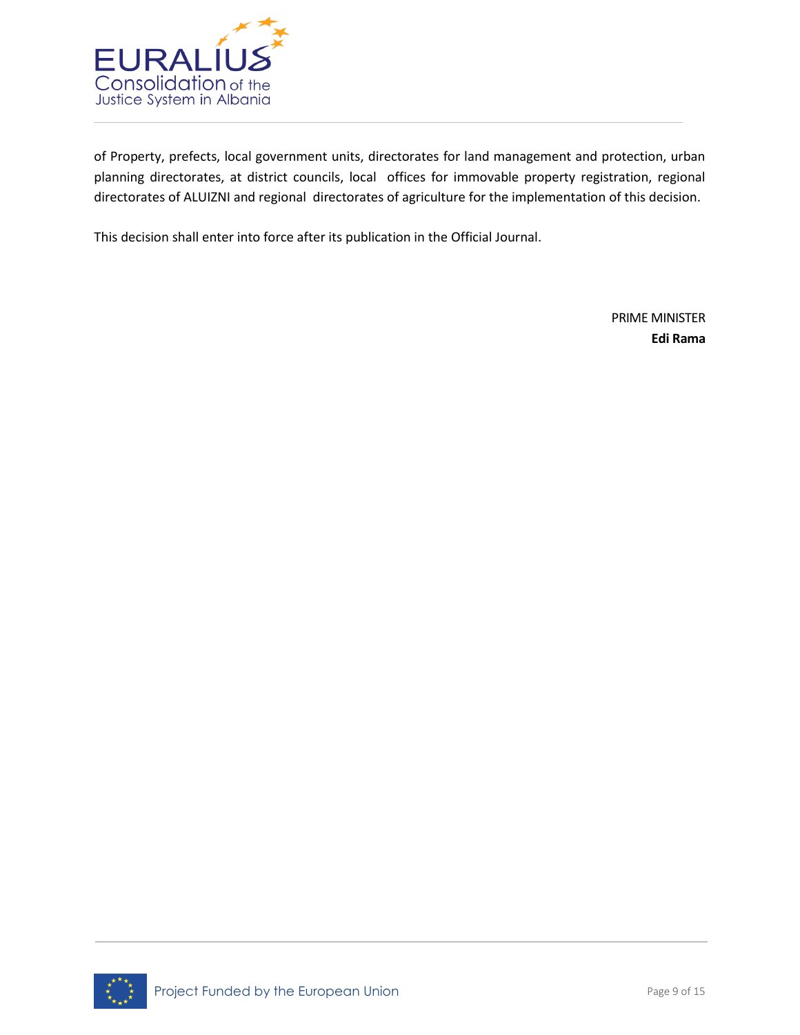of Property, prefects, local government units, directorates for land management and protection, urban planning directorates, at district councils, local offices for immovable property registration, regional directorates of ALUIZNI and regional directorates of agriculture for the implementation of this decision.

This decision shall enter into force after its publication in the Official Journal.

PRIME MINISTER
**Edi Rama**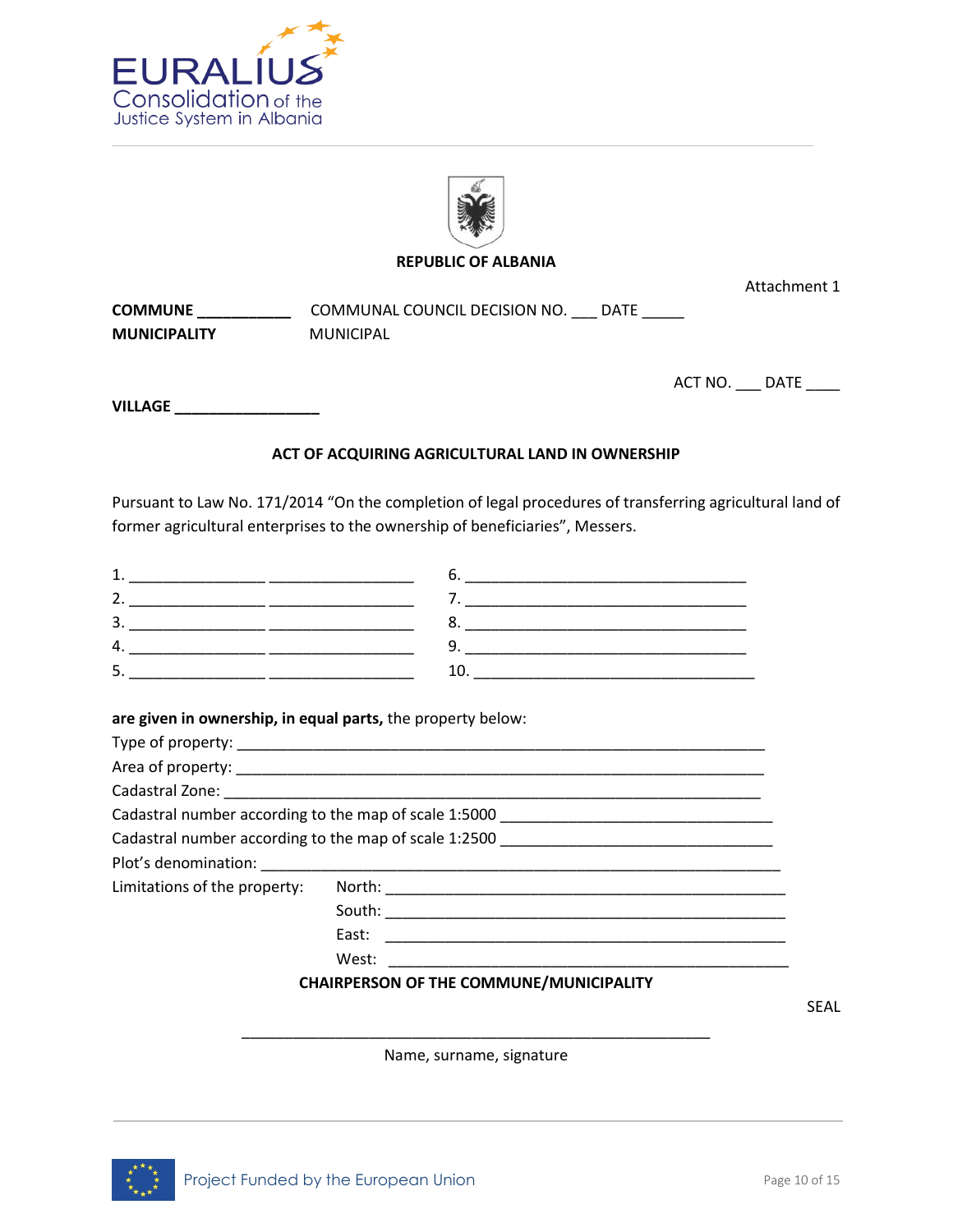**REPUBLIC OF ALBANIA**

Attachment 1

**COMMUNE \_\_\_\_\_\_\_\_\_\_\_** COMMUNAL COUNCIL DECISION NO. \_\_\_ DATE \_\_\_\_\_
**MUNICIPALITY** MUNICIPAL

ACT NO. \_\_\_ DATE \_\_\_\_

**VILLAGE \_\_\_\_\_\_\_\_\_\_\_\_\_\_\_\_\_\_**

**ACT OF ACQUIRING AGRICULTURAL LAND IN OWNERSHIP**

Pursuant to Law No. 171/2014 “On the completion of legal procedures of transferring agricultural land of former agricultural enterprises to the ownership of beneficiaries”, Messers.

1. \_\_\_\_\_\_\_\_\_\_\_\_\_\_\_\_\_ \_\_\_\_\_\_\_\_\_\_\_\_\_\_\_\_\_\_
2. \_\_\_\_\_\_\_\_\_\_\_\_\_\_\_\_\_ \_\_\_\_\_\_\_\_\_\_\_\_\_\_\_\_\_\_
3. \_\_\_\_\_\_\_\_\_\_\_\_\_\_\_\_\_ \_\_\_\_\_\_\_\_\_\_\_\_\_\_\_\_\_\_
4. \_\_\_\_\_\_\_\_\_\_\_\_\_\_\_\_\_ \_\_\_\_\_\_\_\_\_\_\_\_\_\_\_\_\_\_
5. \_\_\_\_\_\_\_\_\_\_\_\_\_\_\_\_\_ \_\_\_\_\_\_\_\_\_\_\_\_\_\_\_\_\_\_
6. \_\_\_\_\_\_\_\_\_\_\_\_\_\_\_\_\_\_\_\_\_\_\_\_\_\_\_\_\_\_\_\_\_\_\_
7. \_\_\_\_\_\_\_\_\_\_\_\_\_\_\_\_\_\_\_\_\_\_\_\_\_\_\_\_\_\_\_\_\_\_\_
8. \_\_\_\_\_\_\_\_\_\_\_\_\_\_\_\_\_\_\_\_\_\_\_\_\_\_\_\_\_\_\_\_\_\_\_
9. \_\_\_\_\_\_\_\_\_\_\_\_\_\_\_\_\_\_\_\_\_\_\_\_\_\_\_\_\_\_\_\_\_\_\_
10. \_\_\_\_\_\_\_\_\_\_\_\_\_\_\_\_\_\_\_\_\_\_\_\_\_\_\_\_\_\_\_\_\_\_\_

**are given in ownership, in equal parts,** the property below:

Type of property: \_\_\_\_\_\_\_\_\_\_\_\_\_\_\_\_\_\_\_\_\_\_\_\_\_\_\_\_\_\_\_\_\_\_\_\_\_\_\_\_\_\_\_\_\_\_\_\_\_\_\_\_\_\_\_\_\_\_\_\_\_\_\_

Area of property: \_\_\_\_\_\_\_\_\_\_\_\_\_\_\_\_\_\_\_\_\_\_\_\_\_\_\_\_\_\_\_\_\_\_\_\_\_\_\_\_\_\_\_\_\_\_\_\_\_\_\_\_\_\_\_\_\_\_\_\_\_\_\_

Cadastral Zone: \_\_\_\_\_\_\_\_\_\_\_\_\_\_\_\_\_\_\_\_\_\_\_\_\_\_\_\_\_\_\_\_\_\_\_\_\_\_\_\_\_\_\_\_\_\_\_\_\_\_\_\_\_\_\_\_\_\_\_\_\_\_\_\_\_

Cadastral number according to the map of scale 1:5000 \_\_\_\_\_\_\_\_\_\_\_\_\_\_\_\_\_\_\_\_\_\_\_\_\_\_\_\_\_\_\_\_\_\_

Cadastral number according to the map of scale 1:2500 \_\_\_\_\_\_\_\_\_\_\_\_\_\_\_\_\_\_\_\_\_\_\_\_\_\_\_\_\_\_\_\_\_\_

Plot’s denomination: \_\_\_\_\_\_\_\_\_\_\_\_\_\_\_\_\_\_\_\_\_\_\_\_\_\_\_\_\_\_\_\_\_\_\_\_\_\_\_\_\_\_\_\_\_\_\_\_\_\_\_\_\_\_\_\_\_\_\_\_\_\_\_

Limitations of the property:
- North: \_\_\_\_\_\_\_\_\_\_\_\_\_\_\_\_\_\_\_\_\_\_\_\_\_\_\_\_\_\_\_\_\_\_\_\_\_\_\_\_\_\_\_\_\_\_\_\_\_\_
- South: \_\_\_\_\_\_\_\_\_\_\_\_\_\_\_\_\_\_\_\_\_\_\_\_\_\_\_\_\_\_\_\_\_\_\_\_\_\_\_\_\_\_\_\_\_\_\_\_\_\_
- East: \_\_\_\_\_\_\_\_\_\_\_\_\_\_\_\_\_\_\_\_\_\_\_\_\_\_\_\_\_\_\_\_\_\_\_\_\_\_\_\_\_\_\_\_\_\_\_\_\_\_
- West: \_\_\_\_\_\_\_\_\_\_\_\_\_\_\_\_\_\_\_\_\_\_\_\_\_\_\_\_\_\_\_\_\_\_\_\_\_\_\_\_\_\_\_\_\_\_\_\_\_\_

**CHAIRPERSON OF THE COMMUNE/MUNICIPALITY**

SEAL

\_\_\_\_\_\_\_\_\_\_\_\_\_\_\_\_\_\_\_\_\_\_\_\_\_\_\_\_\_\_\_\_\_\_\_\_\_\_\_\_\_\_\_\_\_\_\_\_\_\_\_\_\_\_\_\_\_\_\_\_

Name, surname, signature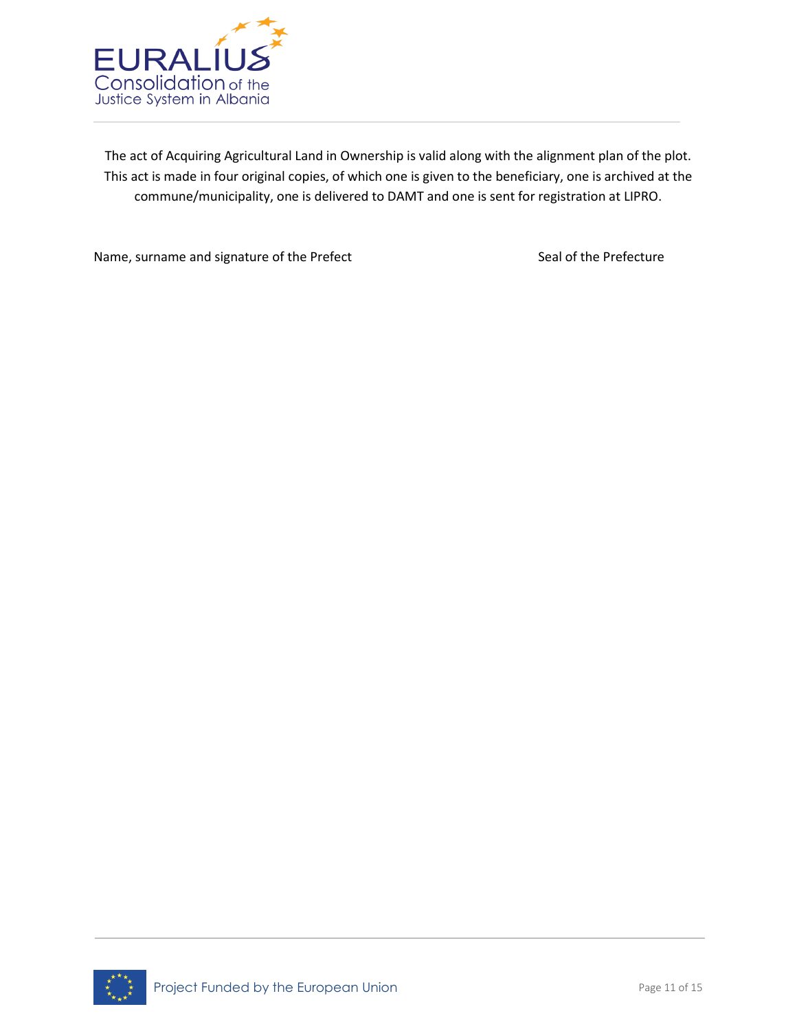The act of Acquiring Agricultural Land in Ownership is valid along with the alignment plan of the plot. This act is made in four original copies, of which one is given to the beneficiary, one is archived at the commune/municipality, one is delivered to DAMT and one is sent for registration at LIPRO.

Name, surname and signature of the Prefect                                        Seal of the Prefecture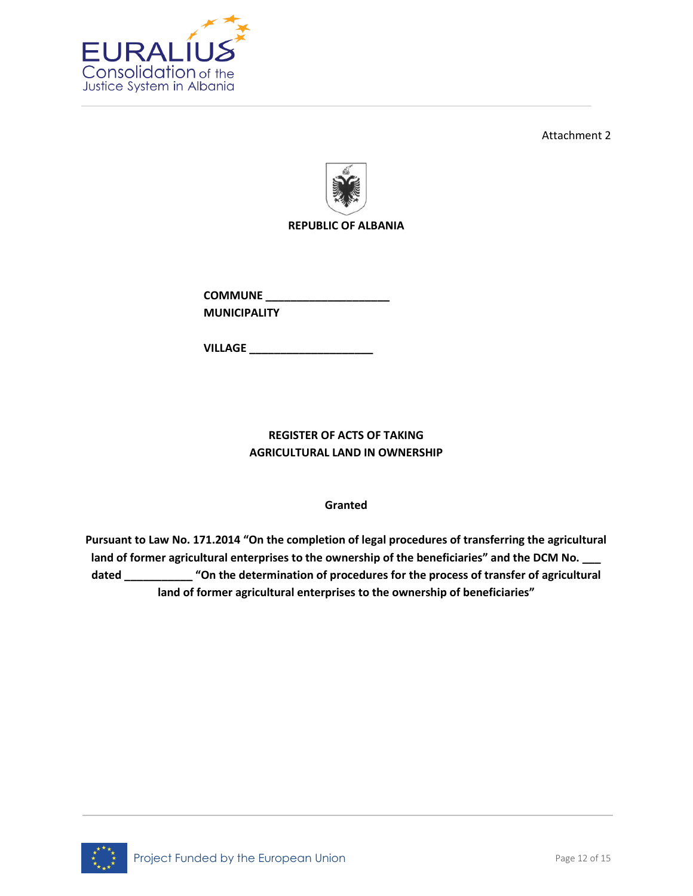Attachment 2

**REPUBLIC OF ALBANIA**

**COMMUNE ____________________**
**MUNICIPALITY**

**VILLAGE ____________________**

**REGISTER OF ACTS OF TAKING AGRICULTURAL LAND IN OWNERSHIP**

**Granted**

**Pursuant to Law No. 171.2014 "On the completion of legal procedures of transferring the agricultural land of former agricultural enterprises to the ownership of the beneficiaries" and the DCM No. ___ dated ___________ "On the determination of procedures for the process of transfer of agricultural land of former agricultural enterprises to the ownership of beneficiaries"**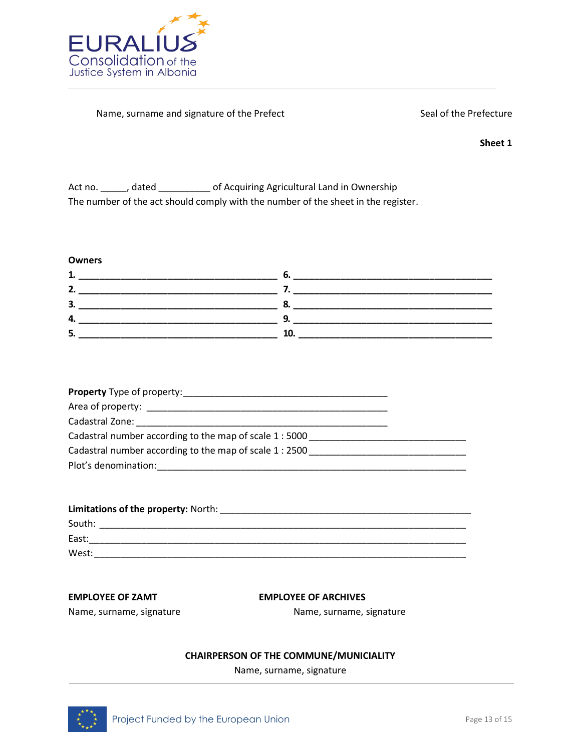Name, surname and signature of the Prefect                                        Seal of the Prefecture

**Sheet 1**

Act no. _____, dated __________ of Acquiring Agricultural Land in Ownership

The number of the act should comply with the number of the sheet in the register.

**Owners**

**1.** ________________________________________ **6.** ________________________________________

**2.** ________________________________________ **7.** ________________________________________

**3.** ________________________________________ **8.** ________________________________________

**4.** ________________________________________ **9.** ________________________________________

**5.** ________________________________________ **10.** _______________________________________

**Property** Type of property:_________________________________________

Area of property: _________________________________________________

Cadastral Zone: __________________________________________________

Cadastral number according to the map of scale 1 : 5000 _______________________________

Cadastral number according to the map of scale 1 : 2500 _______________________________

Plot's denomination:_______________________________________________________________

**Limitations of the property:** North: ___________________________________________________

South: ___________________________________________________________________________

East:_____________________________________________________________________________

West:_____________________________________________________________________________

**EMPLOYEE OF ZAMT**

Name, surname, signature

**EMPLOYEE OF ARCHIVES**

Name, surname, signature

**CHAIRPERSON OF THE COMMUNE/MUNICIALITY**

Name, surname, signature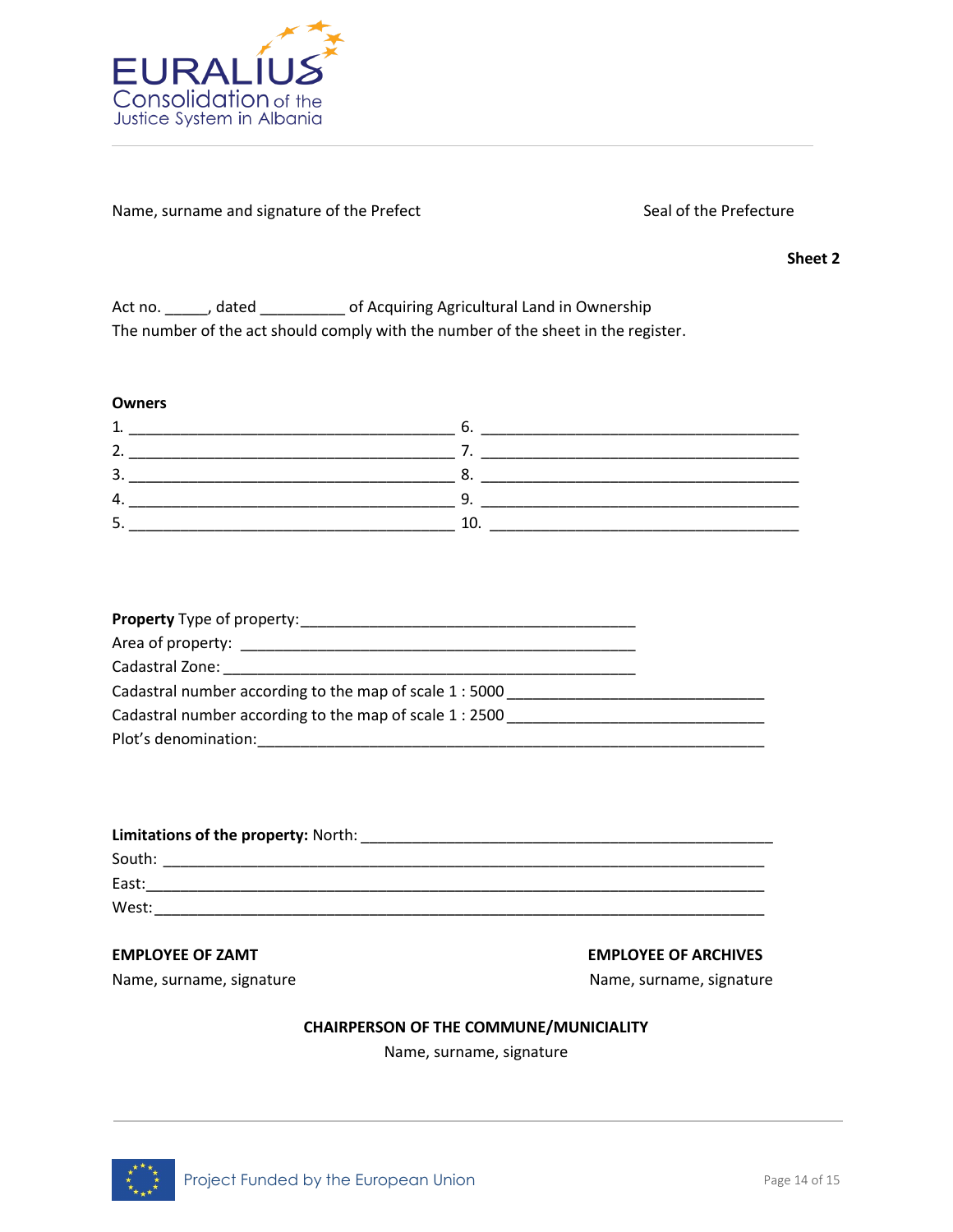Name, surname and signature of the Prefect Seal of the Prefecture

**Sheet 2**

Act no. _____, dated __________ of Acquiring Agricultural Land in Ownership
The number of the act should comply with the number of the sheet in the register.

**Owners**

1. ______________________________________ 6. ______________________________________
2. ______________________________________ 7. ______________________________________
3. ______________________________________ 8. ______________________________________
4. ______________________________________ 9. ______________________________________
5. ______________________________________ 10. _____________________________________

**Property** Type of property:_______________________________________
Area of property: ___________________________________________
Cadastral Zone: _____________________________________________
Cadastral number according to the map of scale 1 : 5000 ______________________________
Cadastral number according to the map of scale 1 : 2500 ______________________________
Plot's denomination:____________________________________________________________

**Limitations of the property:** North: _________________________________________________
South: __________________________________________________________________________
East:____________________________________________________________________________
West:____________________________________________________________________________

**EMPLOYEE OF ZAMT**
Name, surname, signature

**EMPLOYEE OF ARCHIVES**
Name, surname, signature

**CHAIRPERSON OF THE COMMUNE/MUNICIALITY**
Name, surname, signature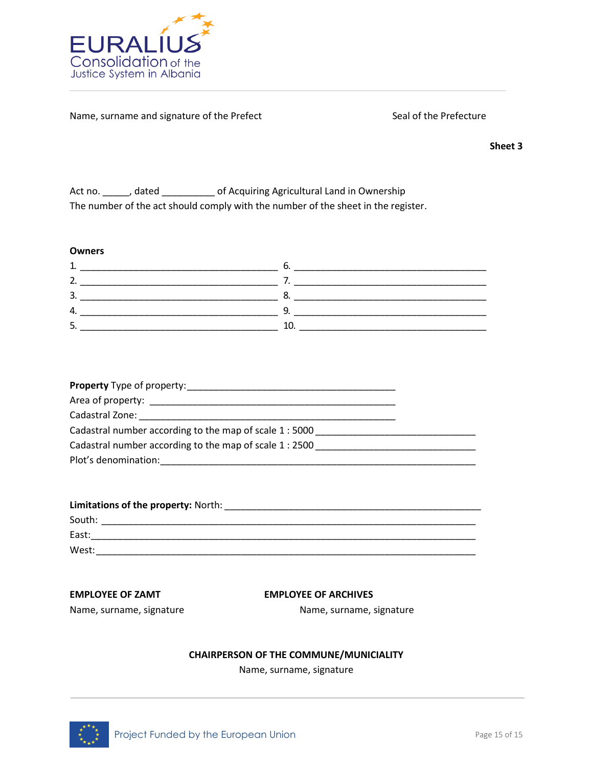Name, surname and signature of the Prefect                                        Seal of the Prefecture

**Sheet 3**

Act no. _____, dated __________ of Acquiring Agricultural Land in Ownership

The number of the act should comply with the number of the sheet in the register.

**Owners**

| | |
|---|---|
| 1. _______________________________________ | 6. ______________________________________ |
| 2. _______________________________________ | 7. ______________________________________ |
| 3. _______________________________________ | 8. ______________________________________ |
| 4. _______________________________________ | 9. ______________________________________ |
| 5. _______________________________________ | 10. _____________________________________ |

**Property** Type of property:_________________________________________

Area of property: ____________________________________________

Cadastral Zone: ______________________________________________

Cadastral number according to the map of scale 1 : 5000 _______________________________

Cadastral number according to the map of scale 1 : 2500 _______________________________

Plot's denomination:_________________________________________________________________

**Limitations of the property:** North: ___________________________________________________

South: ___________________________________________________________________________

East:_____________________________________________________________________________

West:____________________________________________________________________________

**EMPLOYEE OF ZAMT**
Name, surname, signature

**EMPLOYEE OF ARCHIVES**
Name, surname, signature

**CHAIRPERSON OF THE COMMUNE/MUNICIALITY**
Name, surname, signature